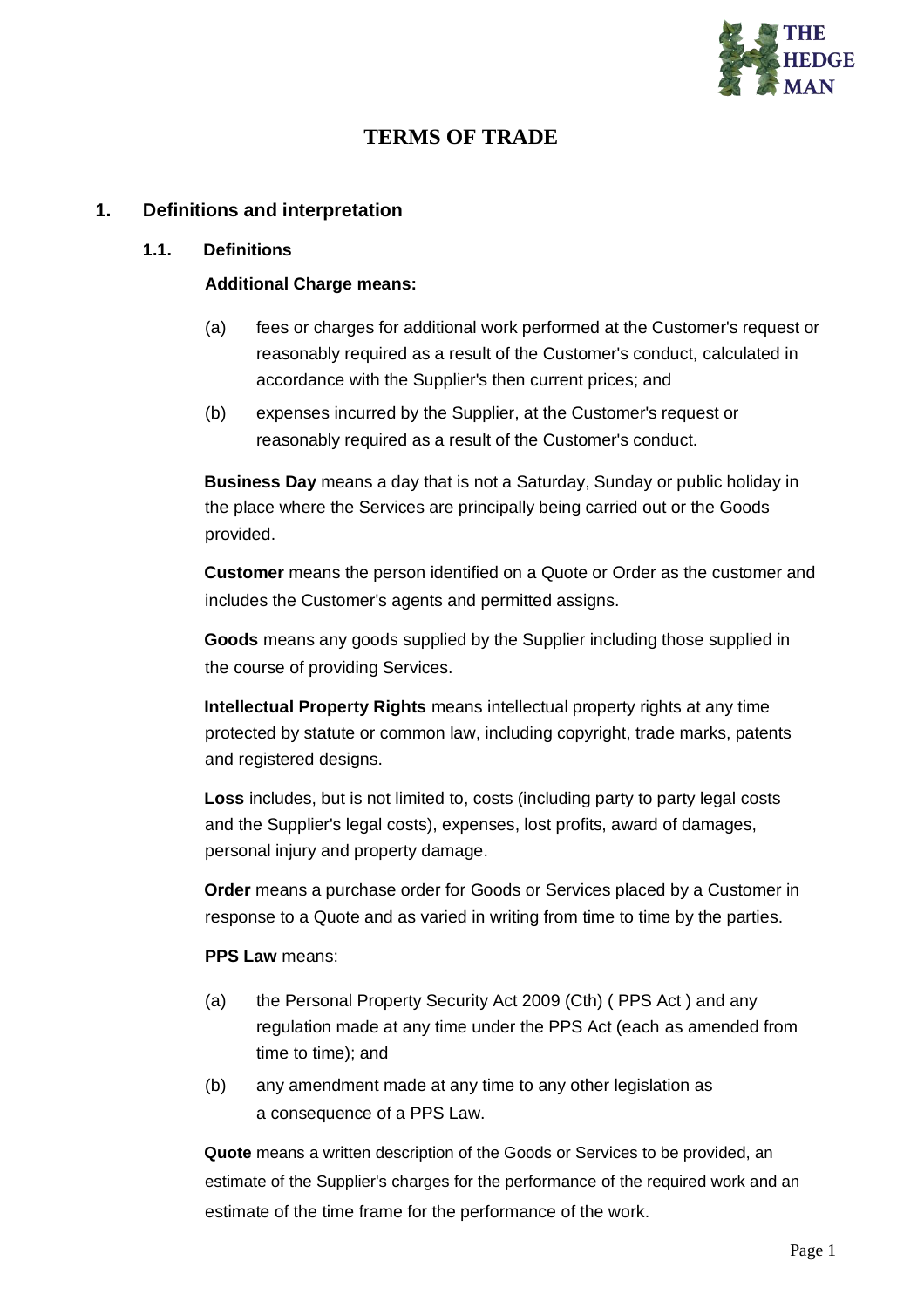# TERMS OF TRADE

## 1. Definitions and interpretation

### 1.1. Definitions

**Additional Charge means:**

(a) fees or charges for additional work performed at the Customer's request or reasonably required as a result of the Customer's conduct, calculated in accordance with the Supplier's then current prices; and

(b) expenses incurred by the Supplier, at the Customer's request or reasonably required as a result of the Customer's conduct.

**Business Day** means a day that is not a Saturday, Sunday or public holiday in the place where the Services are principally being carried out or the Goods provided.

**Customer** means the person identified on a Quote or Order as the customer and includes the Customer's agents and permitted assigns.

**Goods** means any goods supplied by the Supplier including those supplied in the course of providing Services.

**Intellectual Property Rights** means intellectual property rights at any time protected by statute or common law, including copyright, trade marks, patents and registered designs.

**Loss** includes, but is not limited to, costs (including party to party legal costs and the Supplier's legal costs), expenses, lost profits, award of damages, personal injury and property damage.

**Order** means a purchase order for Goods or Services placed by a Customer in response to a Quote and as varied in writing from time to time by the parties.

**PPS Law** means:

(a) the Personal Property Security Act 2009 (Cth) ( PPS Act ) and any regulation made at any time under the PPS Act (each as amended from time to time); and

(b) any amendment made at any time to any other legislation as a consequence of a PPS Law.

**Quote** means a written description of the Goods or Services to be provided, an estimate of the Supplier's charges for the performance of the required work and an estimate of the time frame for the performance of the work.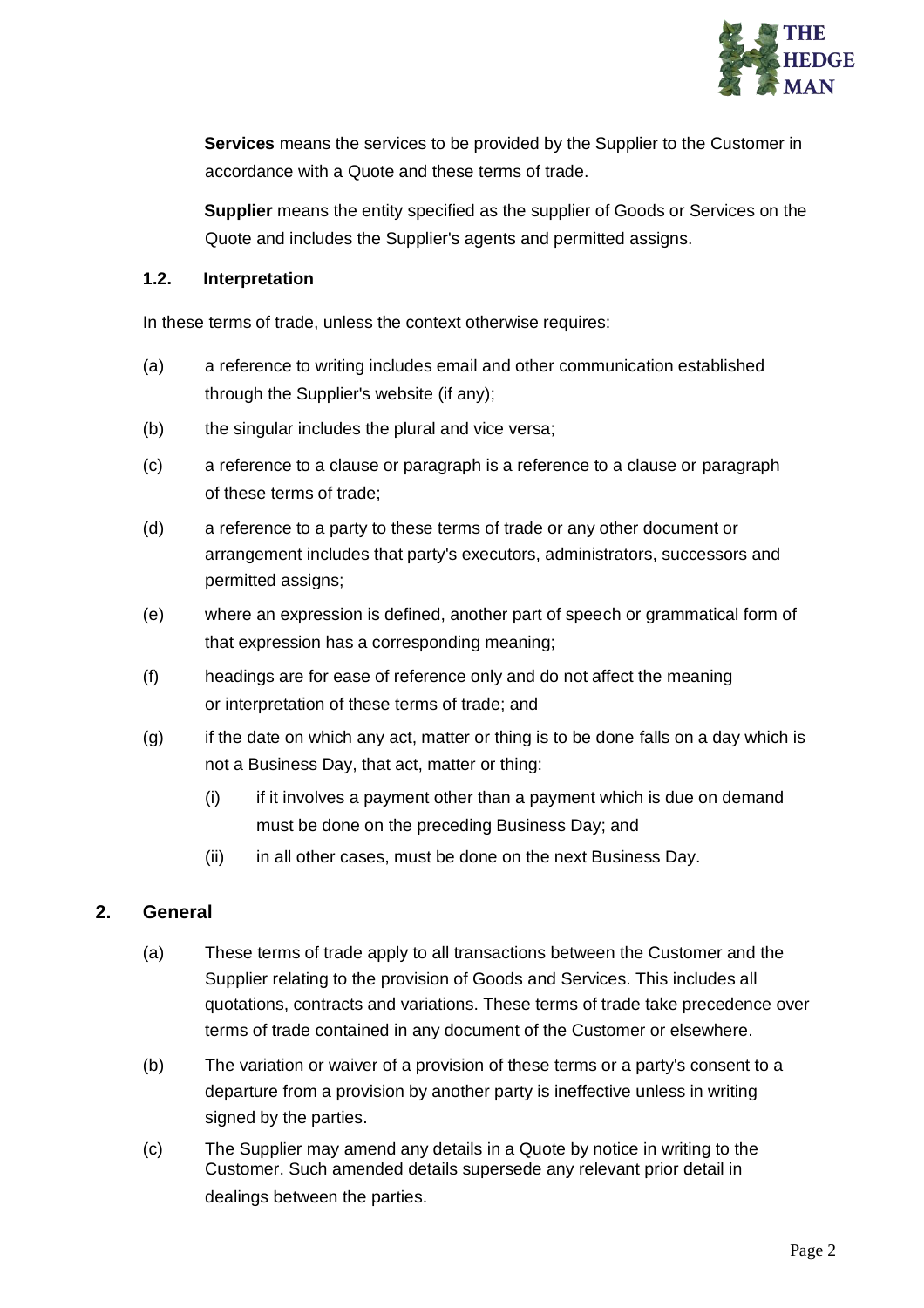**Services** means the services to be provided by the Supplier to the Customer in accordance with a Quote and these terms of trade.

**Supplier** means the entity specified as the supplier of Goods or Services on the Quote and includes the Supplier's agents and permitted assigns.

### 1.2. Interpretation

In these terms of trade, unless the context otherwise requires:

(a) a reference to writing includes email and other communication established through the Supplier's website (if any);

(b) the singular includes the plural and vice versa;

(c) a reference to a clause or paragraph is a reference to a clause or paragraph of these terms of trade;

(d) a reference to a party to these terms of trade or any other document or arrangement includes that party's executors, administrators, successors and permitted assigns;

(e) where an expression is defined, another part of speech or grammatical form of that expression has a corresponding meaning;

(f) headings are for ease of reference only and do not affect the meaning or interpretation of these terms of trade; and

(g) if the date on which any act, matter or thing is to be done falls on a day which is not a Business Day, that act, matter or thing:

  (i) if it involves a payment other than a payment which is due on demand must be done on the preceding Business Day; and

  (ii) in all other cases, must be done on the next Business Day.

## 2. General

(a) These terms of trade apply to all transactions between the Customer and the Supplier relating to the provision of Goods and Services. This includes all quotations, contracts and variations. These terms of trade take precedence over terms of trade contained in any document of the Customer or elsewhere.

(b) The variation or waiver of a provision of these terms or a party's consent to a departure from a provision by another party is ineffective unless in writing signed by the parties.

(c) The Supplier may amend any details in a Quote by notice in writing to the Customer. Such amended details supersede any relevant prior detail in dealings between the parties.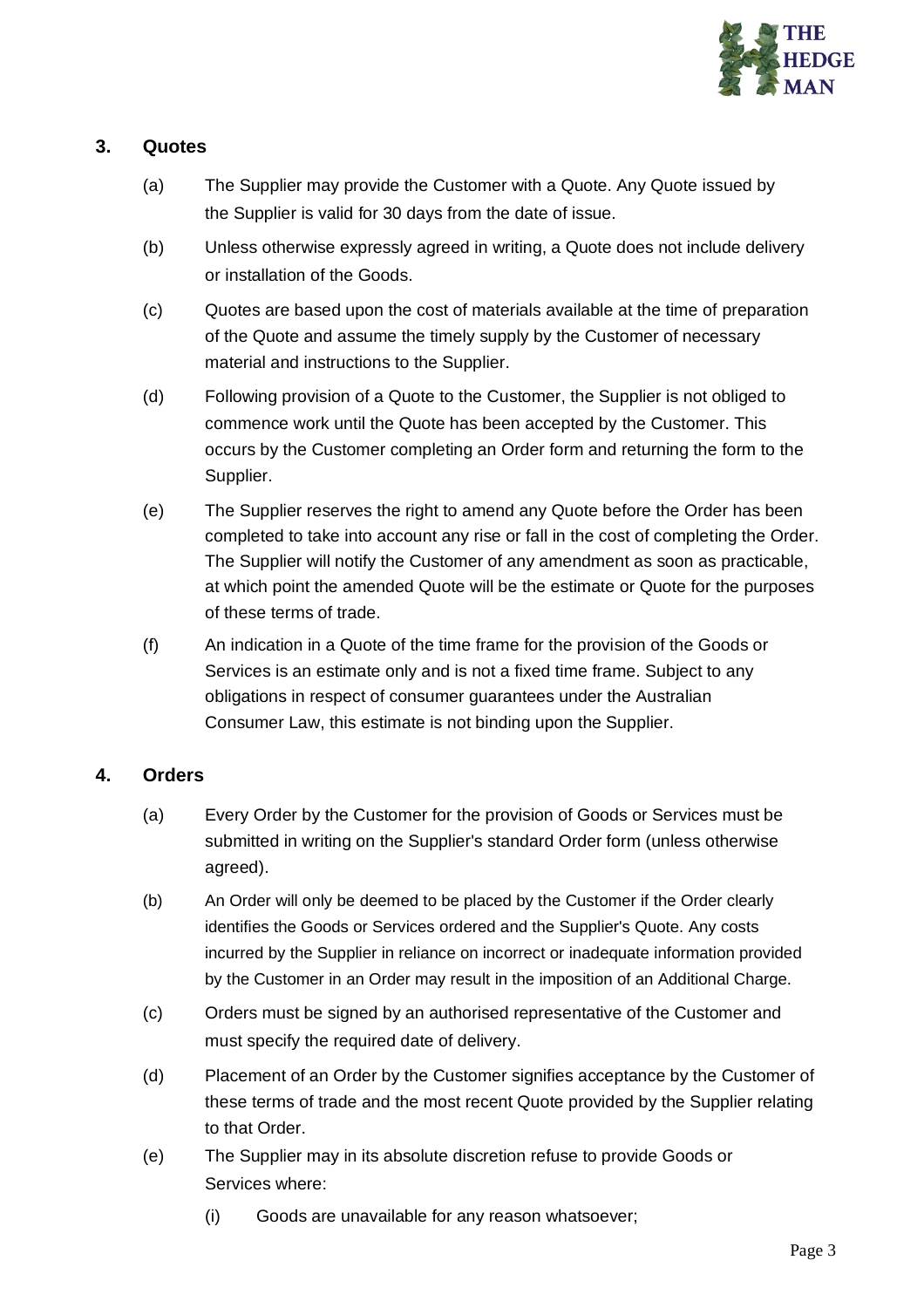## 3. Quotes

(a) The Supplier may provide the Customer with a Quote. Any Quote issued by the Supplier is valid for 30 days from the date of issue.

(b) Unless otherwise expressly agreed in writing, a Quote does not include delivery or installation of the Goods.

(c) Quotes are based upon the cost of materials available at the time of preparation of the Quote and assume the timely supply by the Customer of necessary material and instructions to the Supplier.

(d) Following provision of a Quote to the Customer, the Supplier is not obliged to commence work until the Quote has been accepted by the Customer. This occurs by the Customer completing an Order form and returning the form to the Supplier.

(e) The Supplier reserves the right to amend any Quote before the Order has been completed to take into account any rise or fall in the cost of completing the Order. The Supplier will notify the Customer of any amendment as soon as practicable, at which point the amended Quote will be the estimate or Quote for the purposes of these terms of trade.

(f) An indication in a Quote of the time frame for the provision of the Goods or Services is an estimate only and is not a fixed time frame. Subject to any obligations in respect of consumer guarantees under the Australian Consumer Law, this estimate is not binding upon the Supplier.

## 4. Orders

(a) Every Order by the Customer for the provision of Goods or Services must be submitted in writing on the Supplier's standard Order form (unless otherwise agreed).

(b) An Order will only be deemed to be placed by the Customer if the Order clearly identifies the Goods or Services ordered and the Supplier's Quote. Any costs incurred by the Supplier in reliance on incorrect or inadequate information provided by the Customer in an Order may result in the imposition of an Additional Charge.

(c) Orders must be signed by an authorised representative of the Customer and must specify the required date of delivery.

(d) Placement of an Order by the Customer signifies acceptance by the Customer of these terms of trade and the most recent Quote provided by the Supplier relating to that Order.

(e) The Supplier may in its absolute discretion refuse to provide Goods or Services where:

  (i) Goods are unavailable for any reason whatsoever;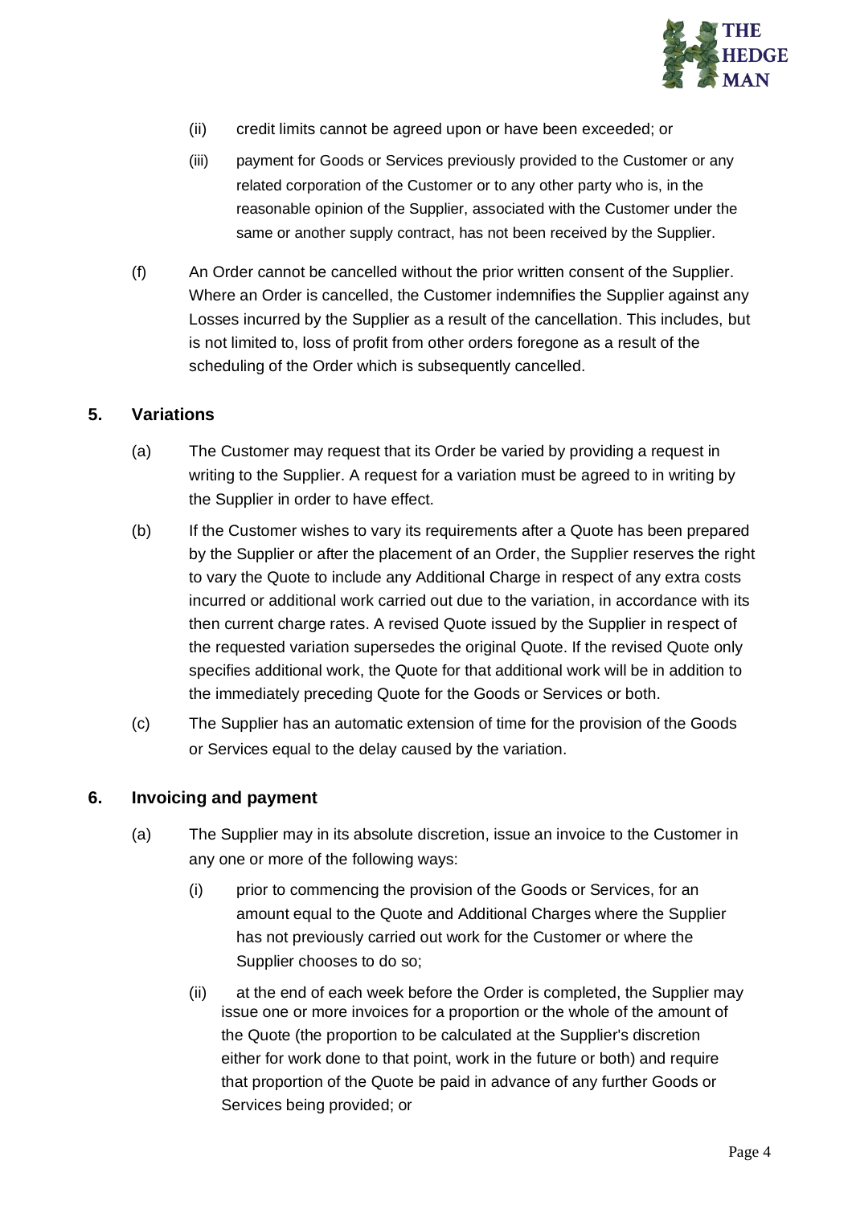(ii) credit limits cannot be agreed upon or have been exceeded; or

(iii) payment for Goods or Services previously provided to the Customer or any related corporation of the Customer or to any other party who is, in the reasonable opinion of the Supplier, associated with the Customer under the same or another supply contract, has not been received by the Supplier.

(f) An Order cannot be cancelled without the prior written consent of the Supplier. Where an Order is cancelled, the Customer indemnifies the Supplier against any Losses incurred by the Supplier as a result of the cancellation. This includes, but is not limited to, loss of profit from other orders foregone as a result of the scheduling of the Order which is subsequently cancelled.

## 5. Variations

(a) The Customer may request that its Order be varied by providing a request in writing to the Supplier. A request for a variation must be agreed to in writing by the Supplier in order to have effect.

(b) If the Customer wishes to vary its requirements after a Quote has been prepared by the Supplier or after the placement of an Order, the Supplier reserves the right to vary the Quote to include any Additional Charge in respect of any extra costs incurred or additional work carried out due to the variation, in accordance with its then current charge rates. A revised Quote issued by the Supplier in respect of the requested variation supersedes the original Quote. If the revised Quote only specifies additional work, the Quote for that additional work will be in addition to the immediately preceding Quote for the Goods or Services or both.

(c) The Supplier has an automatic extension of time for the provision of the Goods or Services equal to the delay caused by the variation.

## 6. Invoicing and payment

(a) The Supplier may in its absolute discretion, issue an invoice to the Customer in any one or more of the following ways:

(i) prior to commencing the provision of the Goods or Services, for an amount equal to the Quote and Additional Charges where the Supplier has not previously carried out work for the Customer or where the Supplier chooses to do so;

(ii) at the end of each week before the Order is completed, the Supplier may issue one or more invoices for a proportion or the whole of the amount of the Quote (the proportion to be calculated at the Supplier's discretion either for work done to that point, work in the future or both) and require that proportion of the Quote be paid in advance of any further Goods or Services being provided; or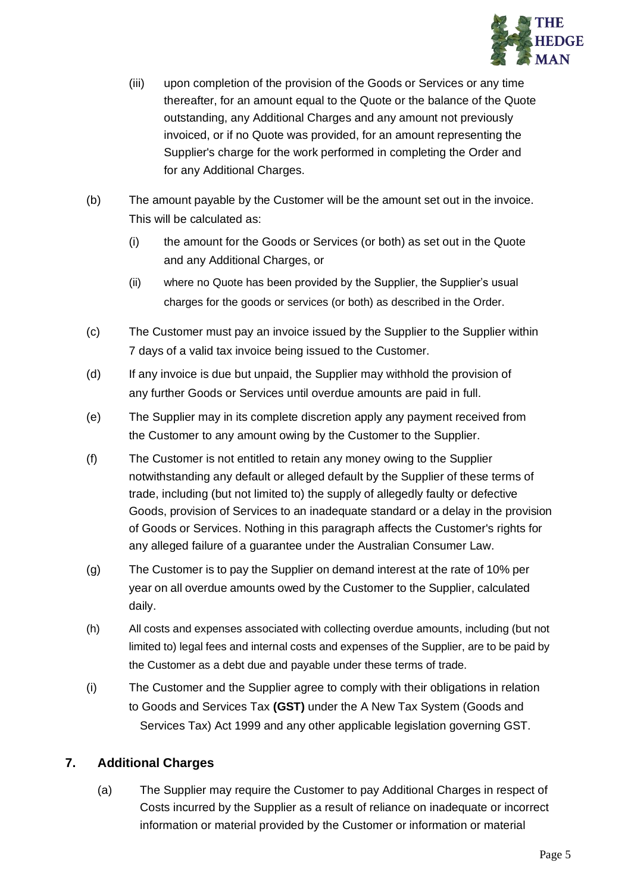(iii) upon completion of the provision of the Goods or Services or any time thereafter, for an amount equal to the Quote or the balance of the Quote outstanding, any Additional Charges and any amount not previously invoiced, or if no Quote was provided, for an amount representing the Supplier's charge for the work performed in completing the Order and for any Additional Charges.

(b) The amount payable by the Customer will be the amount set out in the invoice. This will be calculated as:

(i) the amount for the Goods or Services (or both) as set out in the Quote and any Additional Charges, or

(ii) where no Quote has been provided by the Supplier, the Supplier's usual charges for the goods or services (or both) as described in the Order.

(c) The Customer must pay an invoice issued by the Supplier to the Supplier within 7 days of a valid tax invoice being issued to the Customer.

(d) If any invoice is due but unpaid, the Supplier may withhold the provision of any further Goods or Services until overdue amounts are paid in full.

(e) The Supplier may in its complete discretion apply any payment received from the Customer to any amount owing by the Customer to the Supplier.

(f) The Customer is not entitled to retain any money owing to the Supplier notwithstanding any default or alleged default by the Supplier of these terms of trade, including (but not limited to) the supply of allegedly faulty or defective Goods, provision of Services to an inadequate standard or a delay in the provision of Goods or Services. Nothing in this paragraph affects the Customer's rights for any alleged failure of a guarantee under the Australian Consumer Law.

(g) The Customer is to pay the Supplier on demand interest at the rate of 10% per year on all overdue amounts owed by the Customer to the Supplier, calculated daily.

(h) All costs and expenses associated with collecting overdue amounts, including (but not limited to) legal fees and internal costs and expenses of the Supplier, are to be paid by the Customer as a debt due and payable under these terms of trade.

(i) The Customer and the Supplier agree to comply with their obligations in relation to Goods and Services Tax **(GST)** under the A New Tax System (Goods and Services Tax) Act 1999 and any other applicable legislation governing GST.

## 7. Additional Charges

(a) The Supplier may require the Customer to pay Additional Charges in respect of Costs incurred by the Supplier as a result of reliance on inadequate or incorrect information or material provided by the Customer or information or material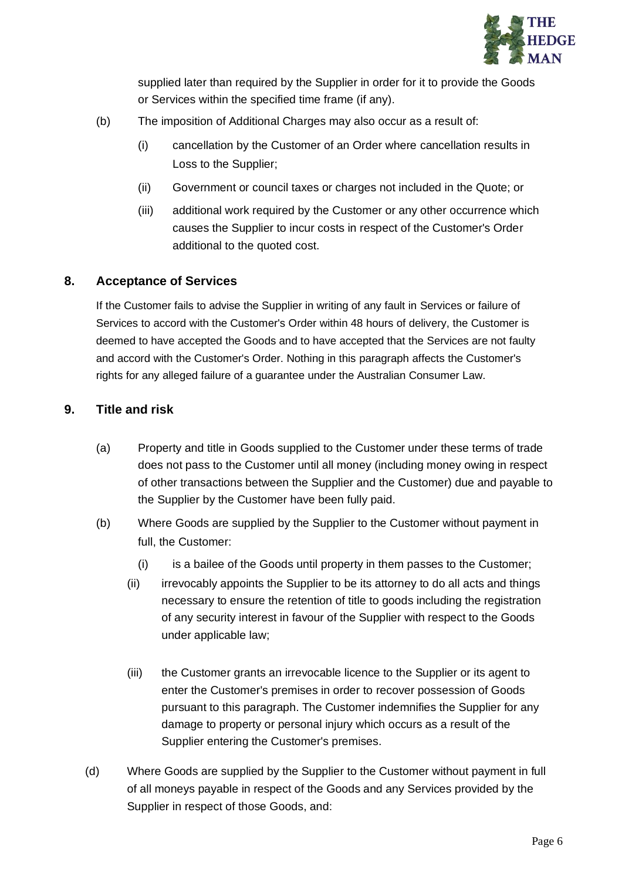supplied later than required by the Supplier in order for it to provide the Goods or Services within the specified time frame (if any).

(b) The imposition of Additional Charges may also occur as a result of:

(i) cancellation by the Customer of an Order where cancellation results in Loss to the Supplier;

(ii) Government or council taxes or charges not included in the Quote; or

(iii) additional work required by the Customer or any other occurrence which causes the Supplier to incur costs in respect of the Customer's Order additional to the quoted cost.

## 8. Acceptance of Services

If the Customer fails to advise the Supplier in writing of any fault in Services or failure of Services to accord with the Customer's Order within 48 hours of delivery, the Customer is deemed to have accepted the Goods and to have accepted that the Services are not faulty and accord with the Customer's Order. Nothing in this paragraph affects the Customer's rights for any alleged failure of a guarantee under the Australian Consumer Law.

## 9. Title and risk

(a) Property and title in Goods supplied to the Customer under these terms of trade does not pass to the Customer until all money (including money owing in respect of other transactions between the Supplier and the Customer) due and payable to the Supplier by the Customer have been fully paid.

(b) Where Goods are supplied by the Supplier to the Customer without payment in full, the Customer:

(i) is a bailee of the Goods until property in them passes to the Customer;

(ii) irrevocably appoints the Supplier to be its attorney to do all acts and things necessary to ensure the retention of title to goods including the registration of any security interest in favour of the Supplier with respect to the Goods under applicable law;

(iii) the Customer grants an irrevocable licence to the Supplier or its agent to enter the Customer's premises in order to recover possession of Goods pursuant to this paragraph. The Customer indemnifies the Supplier for any damage to property or personal injury which occurs as a result of the Supplier entering the Customer's premises.

(d) Where Goods are supplied by the Supplier to the Customer without payment in full of all moneys payable in respect of the Goods and any Services provided by the Supplier in respect of those Goods, and: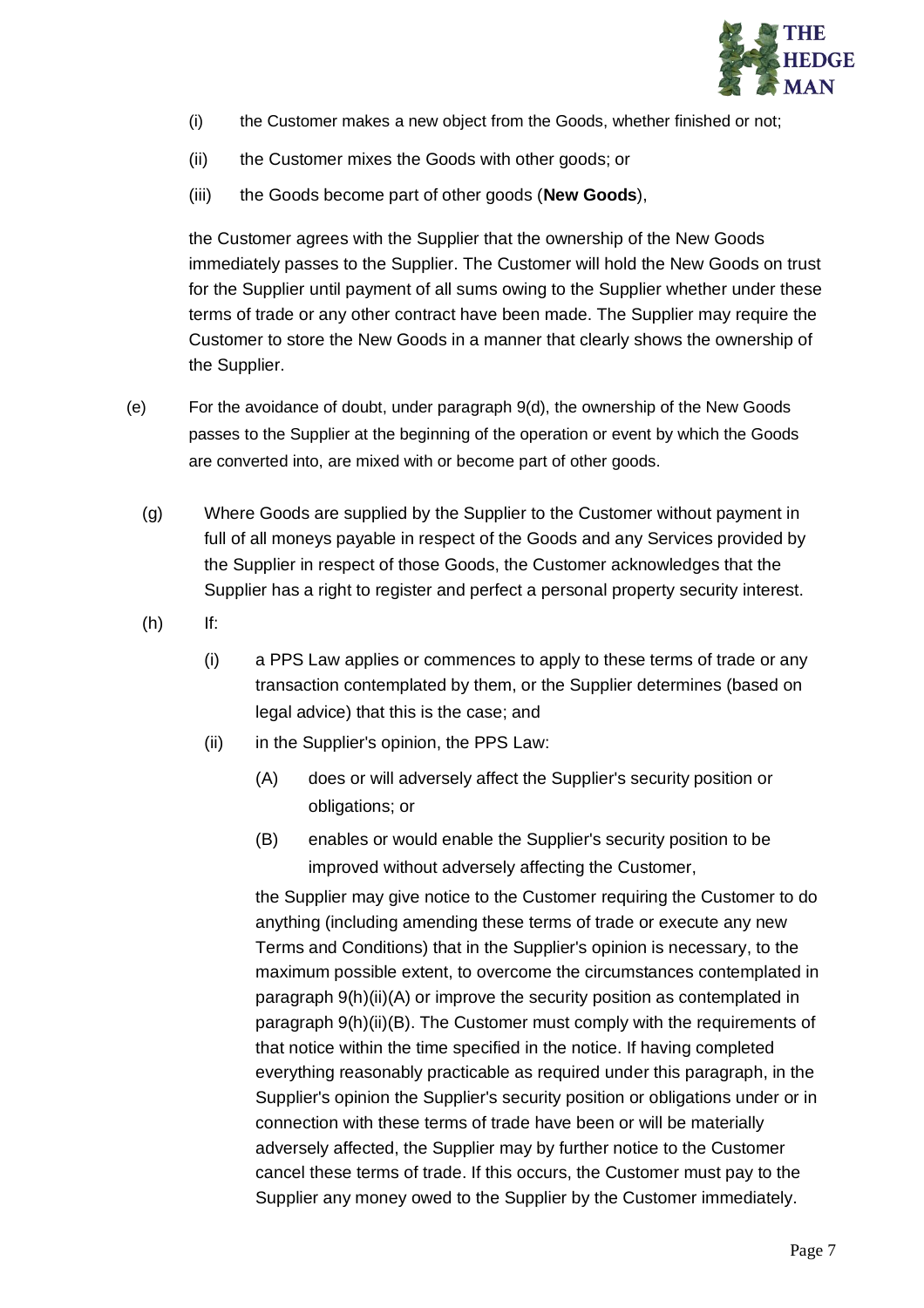(i) the Customer makes a new object from the Goods, whether finished or not;

(ii) the Customer mixes the Goods with other goods; or

(iii) the Goods become part of other goods (**New Goods**),

the Customer agrees with the Supplier that the ownership of the New Goods immediately passes to the Supplier. The Customer will hold the New Goods on trust for the Supplier until payment of all sums owing to the Supplier whether under these terms of trade or any other contract have been made. The Supplier may require the Customer to store the New Goods in a manner that clearly shows the ownership of the Supplier.

(e) For the avoidance of doubt, under paragraph 9(d), the ownership of the New Goods passes to the Supplier at the beginning of the operation or event by which the Goods are converted into, are mixed with or become part of other goods.

(g) Where Goods are supplied by the Supplier to the Customer without payment in full of all moneys payable in respect of the Goods and any Services provided by the Supplier in respect of those Goods, the Customer acknowledges that the Supplier has a right to register and perfect a personal property security interest.

(h) If:

(i) a PPS Law applies or commences to apply to these terms of trade or any transaction contemplated by them, or the Supplier determines (based on legal advice) that this is the case; and

(ii) in the Supplier's opinion, the PPS Law:

(A) does or will adversely affect the Supplier's security position or obligations; or

(B) enables or would enable the Supplier's security position to be improved without adversely affecting the Customer,

the Supplier may give notice to the Customer requiring the Customer to do anything (including amending these terms of trade or execute any new Terms and Conditions) that in the Supplier's opinion is necessary, to the maximum possible extent, to overcome the circumstances contemplated in paragraph 9(h)(ii)(A) or improve the security position as contemplated in paragraph 9(h)(ii)(B). The Customer must comply with the requirements of that notice within the time specified in the notice. If having completed everything reasonably practicable as required under this paragraph, in the Supplier's opinion the Supplier's security position or obligations under or in connection with these terms of trade have been or will be materially adversely affected, the Supplier may by further notice to the Customer cancel these terms of trade. If this occurs, the Customer must pay to the Supplier any money owed to the Supplier by the Customer immediately.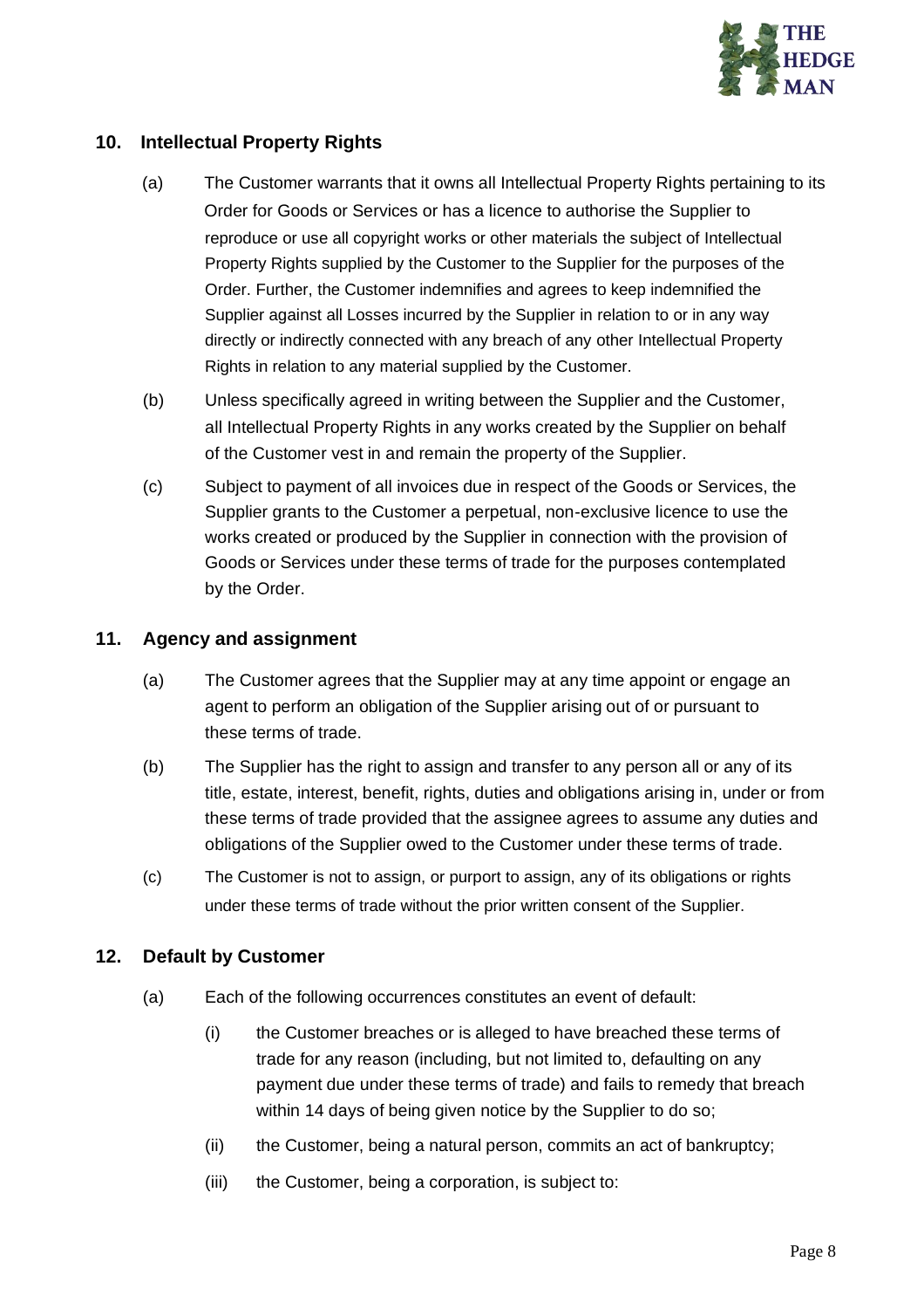## 10. Intellectual Property Rights

(a) The Customer warrants that it owns all Intellectual Property Rights pertaining to its Order for Goods or Services or has a licence to authorise the Supplier to reproduce or use all copyright works or other materials the subject of Intellectual Property Rights supplied by the Customer to the Supplier for the purposes of the Order. Further, the Customer indemnifies and agrees to keep indemnified the Supplier against all Losses incurred by the Supplier in relation to or in any way directly or indirectly connected with any breach of any other Intellectual Property Rights in relation to any material supplied by the Customer.

(b) Unless specifically agreed in writing between the Supplier and the Customer, all Intellectual Property Rights in any works created by the Supplier on behalf of the Customer vest in and remain the property of the Supplier.

(c) Subject to payment of all invoices due in respect of the Goods or Services, the Supplier grants to the Customer a perpetual, non-exclusive licence to use the works created or produced by the Supplier in connection with the provision of Goods or Services under these terms of trade for the purposes contemplated by the Order.

## 11. Agency and assignment

(a) The Customer agrees that the Supplier may at any time appoint or engage an agent to perform an obligation of the Supplier arising out of or pursuant to these terms of trade.

(b) The Supplier has the right to assign and transfer to any person all or any of its title, estate, interest, benefit, rights, duties and obligations arising in, under or from these terms of trade provided that the assignee agrees to assume any duties and obligations of the Supplier owed to the Customer under these terms of trade.

(c) The Customer is not to assign, or purport to assign, any of its obligations or rights under these terms of trade without the prior written consent of the Supplier.

## 12. Default by Customer

(a) Each of the following occurrences constitutes an event of default:

   (i) the Customer breaches or is alleged to have breached these terms of trade for any reason (including, but not limited to, defaulting on any payment due under these terms of trade) and fails to remedy that breach within 14 days of being given notice by the Supplier to do so;

   (ii) the Customer, being a natural person, commits an act of bankruptcy;

   (iii) the Customer, being a corporation, is subject to: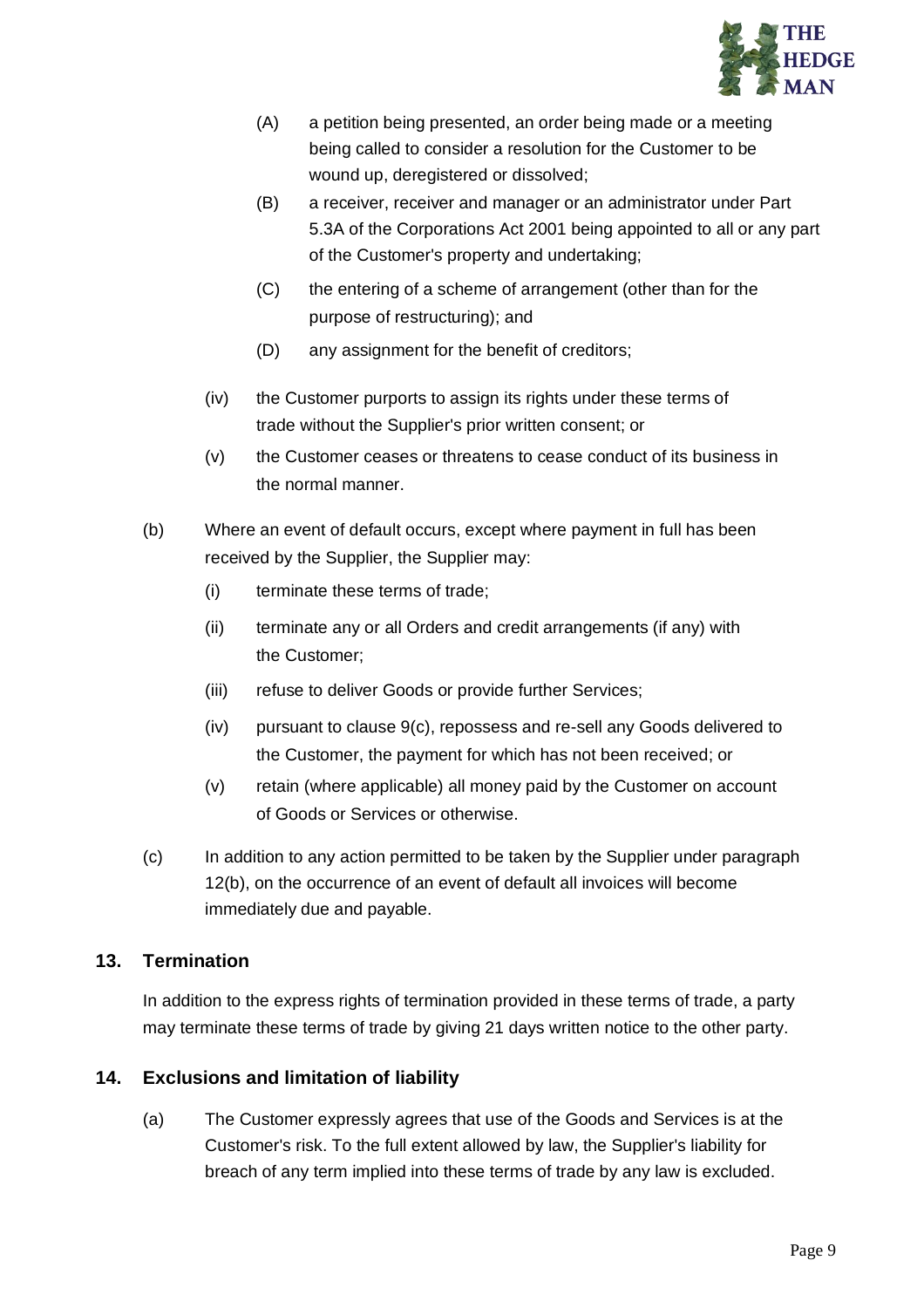(A) a petition being presented, an order being made or a meeting being called to consider a resolution for the Customer to be wound up, deregistered or dissolved;

(B) a receiver, receiver and manager or an administrator under Part 5.3A of the Corporations Act 2001 being appointed to all or any part of the Customer's property and undertaking;

(C) the entering of a scheme of arrangement (other than for the purpose of restructuring); and

(D) any assignment for the benefit of creditors;

(iv) the Customer purports to assign its rights under these terms of trade without the Supplier's prior written consent; or

(v) the Customer ceases or threatens to cease conduct of its business in the normal manner.

(b) Where an event of default occurs, except where payment in full has been received by the Supplier, the Supplier may:

(i) terminate these terms of trade;

(ii) terminate any or all Orders and credit arrangements (if any) with the Customer;

(iii) refuse to deliver Goods or provide further Services;

(iv) pursuant to clause 9(c), repossess and re-sell any Goods delivered to the Customer, the payment for which has not been received; or

(v) retain (where applicable) all money paid by the Customer on account of Goods or Services or otherwise.

(c) In addition to any action permitted to be taken by the Supplier under paragraph 12(b), on the occurrence of an event of default all invoices will become immediately due and payable.

## 13. Termination

In addition to the express rights of termination provided in these terms of trade, a party may terminate these terms of trade by giving 21 days written notice to the other party.

## 14. Exclusions and limitation of liability

(a) The Customer expressly agrees that use of the Goods and Services is at the Customer's risk. To the full extent allowed by law, the Supplier's liability for breach of any term implied into these terms of trade by any law is excluded.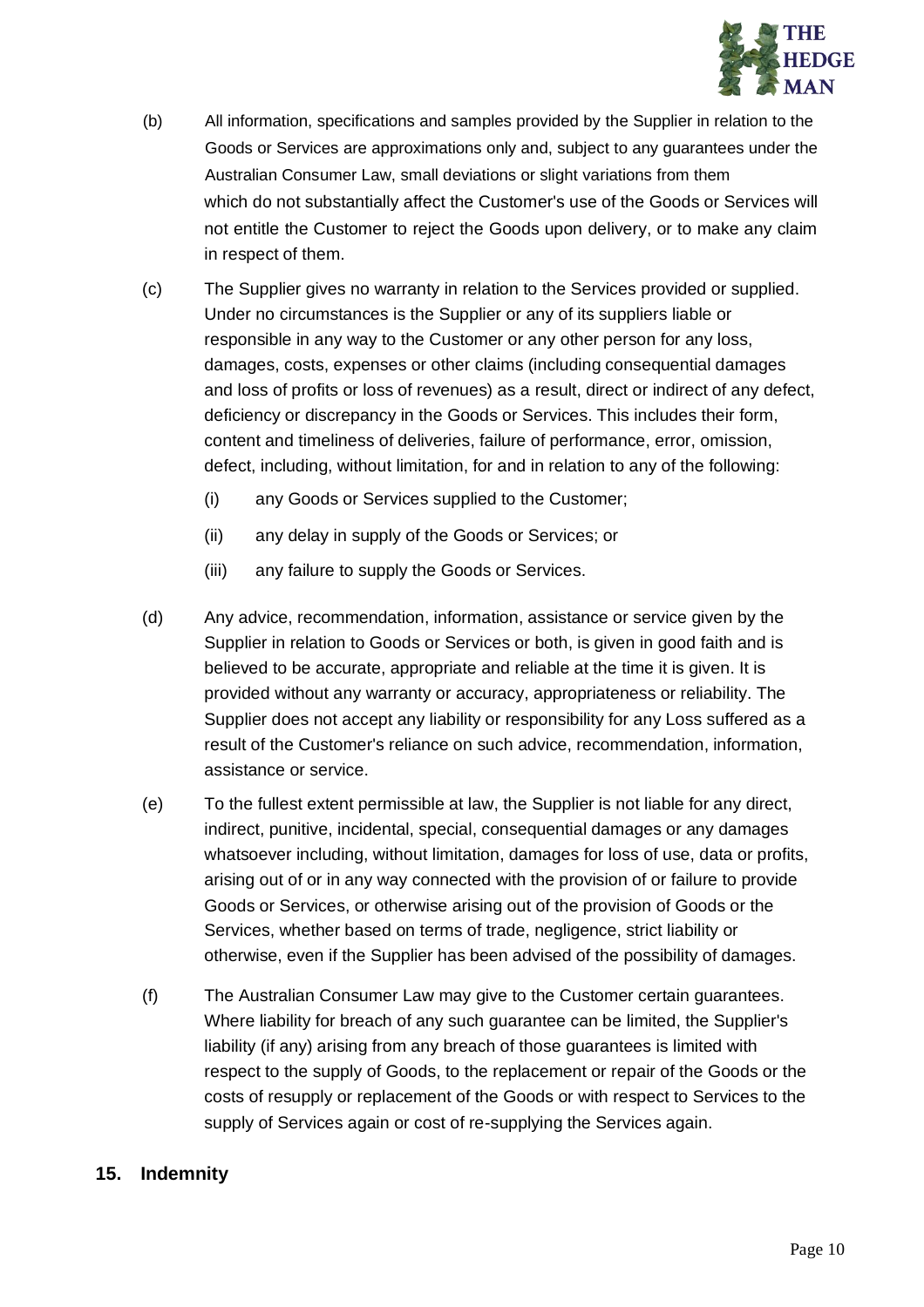(b) All information, specifications and samples provided by the Supplier in relation to the Goods or Services are approximations only and, subject to any guarantees under the Australian Consumer Law, small deviations or slight variations from them which do not substantially affect the Customer's use of the Goods or Services will not entitle the Customer to reject the Goods upon delivery, or to make any claim in respect of them.

(c) The Supplier gives no warranty in relation to the Services provided or supplied. Under no circumstances is the Supplier or any of its suppliers liable or responsible in any way to the Customer or any other person for any loss, damages, costs, expenses or other claims (including consequential damages and loss of profits or loss of revenues) as a result, direct or indirect of any defect, deficiency or discrepancy in the Goods or Services. This includes their form, content and timeliness of deliveries, failure of performance, error, omission, defect, including, without limitation, for and in relation to any of the following:

  (i) any Goods or Services supplied to the Customer;

  (ii) any delay in supply of the Goods or Services; or

  (iii) any failure to supply the Goods or Services.

(d) Any advice, recommendation, information, assistance or service given by the Supplier in relation to Goods or Services or both, is given in good faith and is believed to be accurate, appropriate and reliable at the time it is given. It is provided without any warranty or accuracy, appropriateness or reliability. The Supplier does not accept any liability or responsibility for any Loss suffered as a result of the Customer's reliance on such advice, recommendation, information, assistance or service.

(e) To the fullest extent permissible at law, the Supplier is not liable for any direct, indirect, punitive, incidental, special, consequential damages or any damages whatsoever including, without limitation, damages for loss of use, data or profits, arising out of or in any way connected with the provision of or failure to provide Goods or Services, or otherwise arising out of the provision of Goods or the Services, whether based on terms of trade, negligence, strict liability or otherwise, even if the Supplier has been advised of the possibility of damages.

(f) The Australian Consumer Law may give to the Customer certain guarantees. Where liability for breach of any such guarantee can be limited, the Supplier's liability (if any) arising from any breach of those guarantees is limited with respect to the supply of Goods, to the replacement or repair of the Goods or the costs of resupply or replacement of the Goods or with respect to Services to the supply of Services again or cost of re-supplying the Services again.

## 15. Indemnity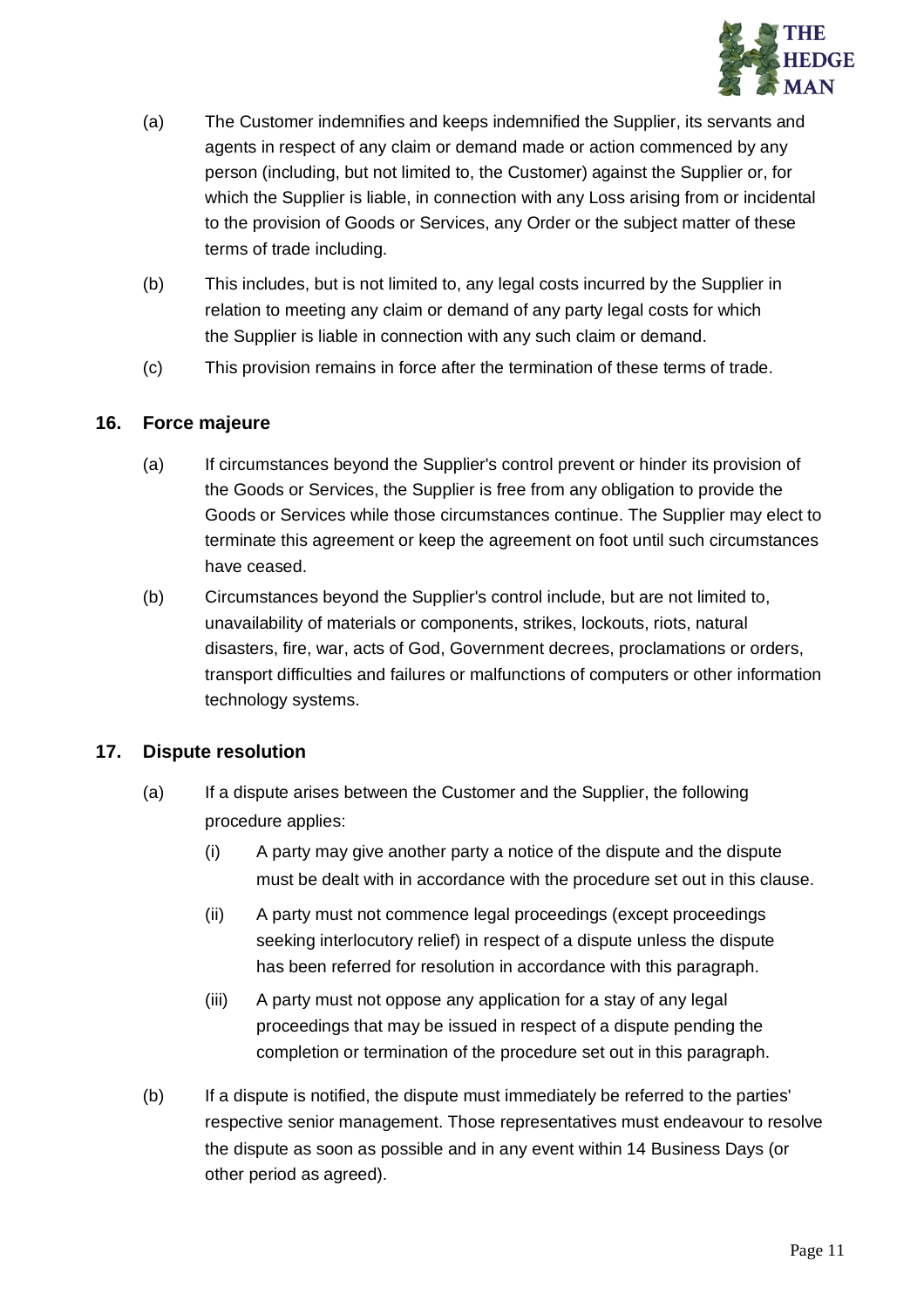(a) The Customer indemnifies and keeps indemnified the Supplier, its servants and agents in respect of any claim or demand made or action commenced by any person (including, but not limited to, the Customer) against the Supplier or, for which the Supplier is liable, in connection with any Loss arising from or incidental to the provision of Goods or Services, any Order or the subject matter of these terms of trade including.

(b) This includes, but is not limited to, any legal costs incurred by the Supplier in relation to meeting any claim or demand of any party legal costs for which the Supplier is liable in connection with any such claim or demand.

(c) This provision remains in force after the termination of these terms of trade.

## 16. Force majeure

(a) If circumstances beyond the Supplier's control prevent or hinder its provision of the Goods or Services, the Supplier is free from any obligation to provide the Goods or Services while those circumstances continue. The Supplier may elect to terminate this agreement or keep the agreement on foot until such circumstances have ceased.

(b) Circumstances beyond the Supplier's control include, but are not limited to, unavailability of materials or components, strikes, lockouts, riots, natural disasters, fire, war, acts of God, Government decrees, proclamations or orders, transport difficulties and failures or malfunctions of computers or other information technology systems.

## 17. Dispute resolution

(a) If a dispute arises between the Customer and the Supplier, the following procedure applies:

  (i) A party may give another party a notice of the dispute and the dispute must be dealt with in accordance with the procedure set out in this clause.

  (ii) A party must not commence legal proceedings (except proceedings seeking interlocutory relief) in respect of a dispute unless the dispute has been referred for resolution in accordance with this paragraph.

  (iii) A party must not oppose any application for a stay of any legal proceedings that may be issued in respect of a dispute pending the completion or termination of the procedure set out in this paragraph.

(b) If a dispute is notified, the dispute must immediately be referred to the parties' respective senior management. Those representatives must endeavour to resolve the dispute as soon as possible and in any event within 14 Business Days (or other period as agreed).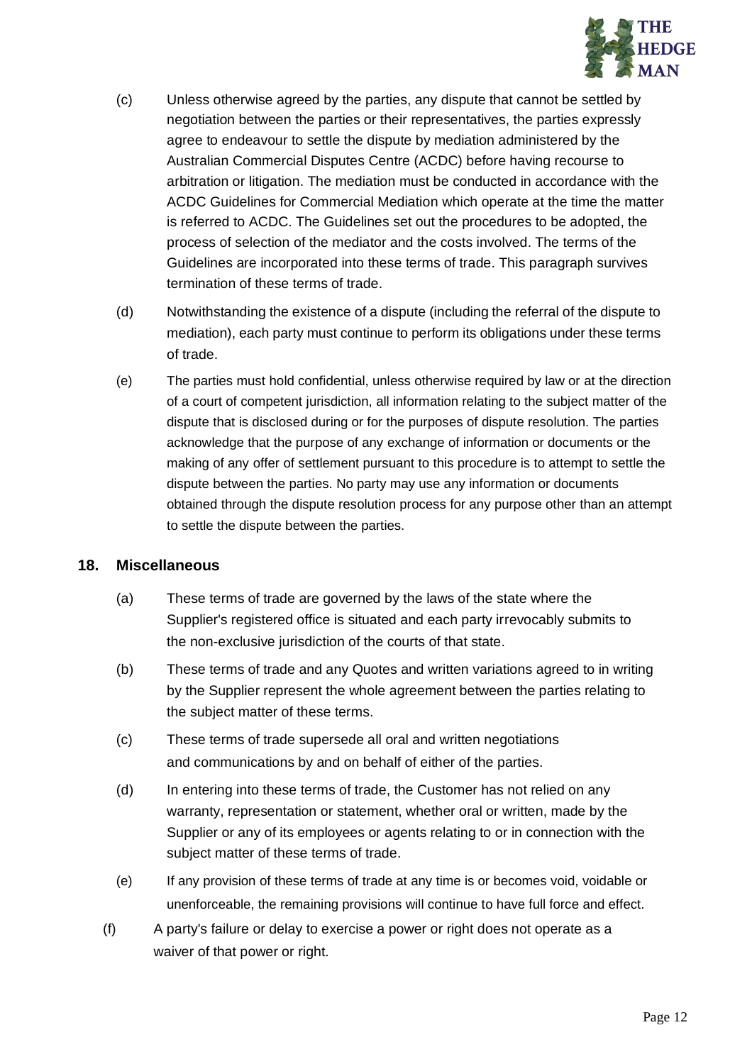(c) Unless otherwise agreed by the parties, any dispute that cannot be settled by negotiation between the parties or their representatives, the parties expressly agree to endeavour to settle the dispute by mediation administered by the Australian Commercial Disputes Centre (ACDC) before having recourse to arbitration or litigation. The mediation must be conducted in accordance with the ACDC Guidelines for Commercial Mediation which operate at the time the matter is referred to ACDC. The Guidelines set out the procedures to be adopted, the process of selection of the mediator and the costs involved. The terms of the Guidelines are incorporated into these terms of trade. This paragraph survives termination of these terms of trade.

(d) Notwithstanding the existence of a dispute (including the referral of the dispute to mediation), each party must continue to perform its obligations under these terms of trade.

(e) The parties must hold confidential, unless otherwise required by law or at the direction of a court of competent jurisdiction, all information relating to the subject matter of the dispute that is disclosed during or for the purposes of dispute resolution. The parties acknowledge that the purpose of any exchange of information or documents or the making of any offer of settlement pursuant to this procedure is to attempt to settle the dispute between the parties. No party may use any information or documents obtained through the dispute resolution process for any purpose other than an attempt to settle the dispute between the parties.

## 18. Miscellaneous

(a) These terms of trade are governed by the laws of the state where the Supplier's registered office is situated and each party irrevocably submits to the non-exclusive jurisdiction of the courts of that state.

(b) These terms of trade and any Quotes and written variations agreed to in writing by the Supplier represent the whole agreement between the parties relating to the subject matter of these terms.

(c) These terms of trade supersede all oral and written negotiations and communications by and on behalf of either of the parties.

(d) In entering into these terms of trade, the Customer has not relied on any warranty, representation or statement, whether oral or written, made by the Supplier or any of its employees or agents relating to or in connection with the subject matter of these terms of trade.

(e) If any provision of these terms of trade at any time is or becomes void, voidable or unenforceable, the remaining provisions will continue to have full force and effect.

(f) A party's failure or delay to exercise a power or right does not operate as a waiver of that power or right.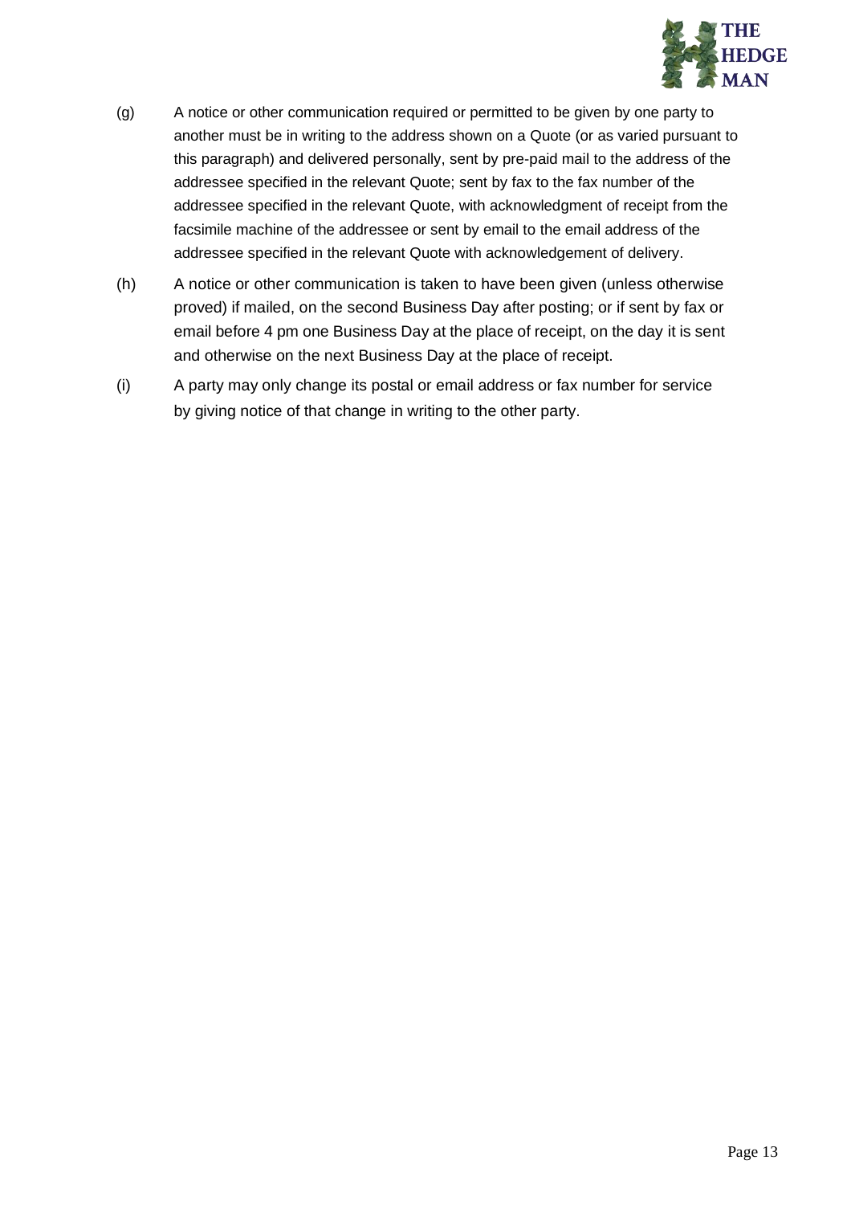(g) A notice or other communication required or permitted to be given by one party to another must be in writing to the address shown on a Quote (or as varied pursuant to this paragraph) and delivered personally, sent by pre-paid mail to the address of the addressee specified in the relevant Quote; sent by fax to the fax number of the addressee specified in the relevant Quote, with acknowledgment of receipt from the facsimile machine of the addressee or sent by email to the email address of the addressee specified in the relevant Quote with acknowledgement of delivery.

(h) A notice or other communication is taken to have been given (unless otherwise proved) if mailed, on the second Business Day after posting; or if sent by fax or email before 4 pm one Business Day at the place of receipt, on the day it is sent and otherwise on the next Business Day at the place of receipt.

(i) A party may only change its postal or email address or fax number for service by giving notice of that change in writing to the other party.